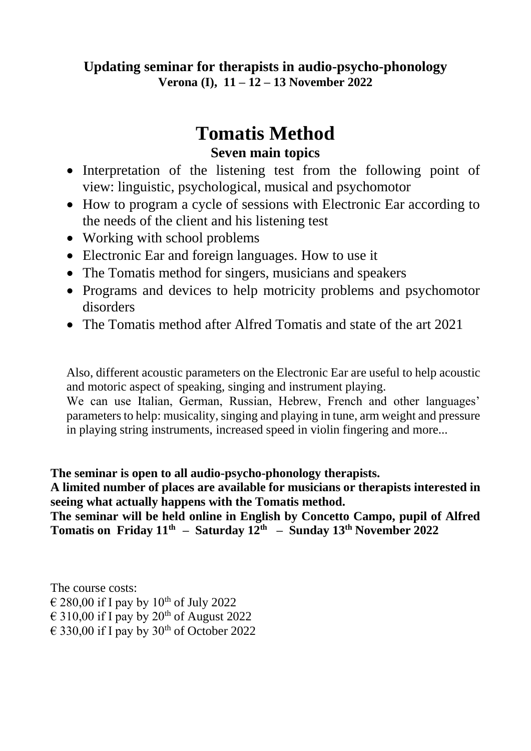**Updating seminar for therapists in audio-psycho-phonology**
**Verona (I), 11 – 12 – 13 November 2022**

# Tomatis Method

## Seven main topics

- Interpretation of the listening test from the following point of view: linguistic, psychological, musical and psychomotor
- How to program a cycle of sessions with Electronic Ear according to the needs of the client and his listening test
- Working with school problems
- Electronic Ear and foreign languages. How to use it
- The Tomatis method for singers, musicians and speakers
- Programs and devices to help motricity problems and psychomotor disorders
- The Tomatis method after Alfred Tomatis and state of the art 2021

Also, different acoustic parameters on the Electronic Ear are useful to help acoustic and motoric aspect of speaking, singing and instrument playing.
We can use Italian, German, Russian, Hebrew, French and other languages' parameters to help: musicality, singing and playing in tune, arm weight and pressure in playing string instruments, increased speed in violin fingering and more...

**The seminar is open to all audio-psycho-phonology therapists.**
**A limited number of places are available for musicians or therapists interested in seeing what actually happens with the Tomatis method.**
**The seminar will be held online in English by Concetto Campo, pupil of Alfred Tomatis on Friday 11th – Saturday 12th – Sunday 13th November 2022**

The course costs:
€ 280,00 if I pay by 10th of July 2022
€ 310,00 if I pay by 20th of August 2022
€ 330,00 if I pay by 30th of October 2022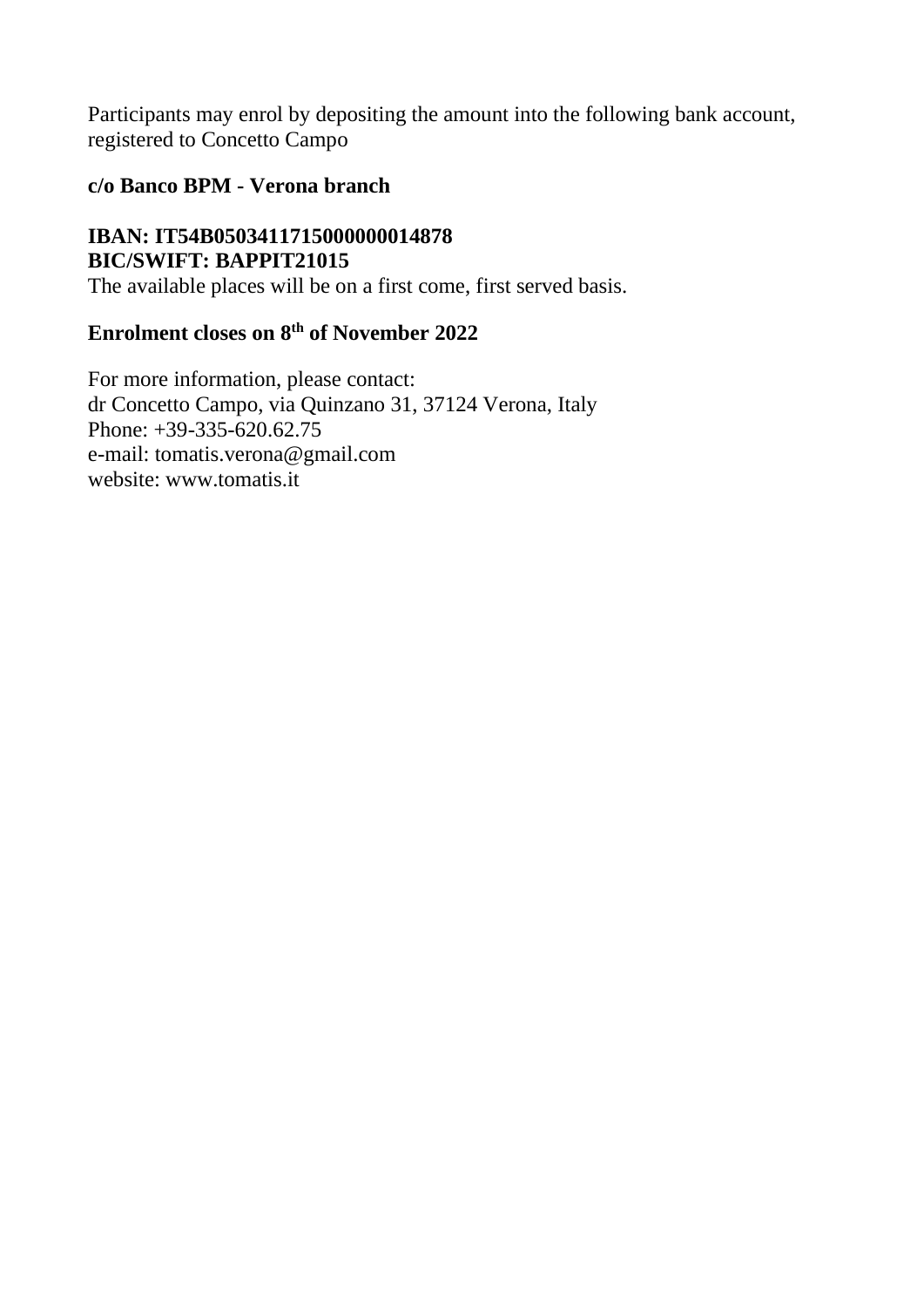Participants may enrol by depositing the amount into the following bank account, registered to Concetto Campo

**c/o Banco BPM - Verona branch**

**IBAN: IT54B0503411715000000014878**
**BIC/SWIFT: BAPPIT21015**
The available places will be on a first come, first served basis.

**Enrolment closes on 8th of November 2022**

For more information, please contact:
dr Concetto Campo, via Quinzano 31, 37124 Verona, Italy
Phone: +39-335-620.62.75
e-mail: tomatis.verona@gmail.com
website: www.tomatis.it